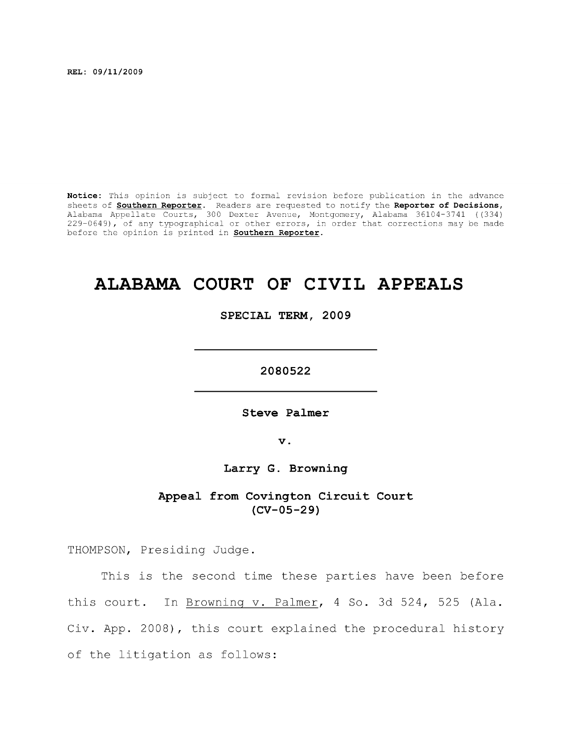REL: 09/11/2009

**Notice:** This opinion is subject to formal revision before publication in the advance sheets of **Southern Reporter**. Readers are requested to notify the **Reporter of Decisions**, Alabama Appellate Courts, 300 Dexter Avenue, Montgomery, Alabama 36104-3741 ((334) 229-0649), of any typographical or other errors, in order that corrections may be made before the opinion is printed in **Southern Reporter**.

# ALABAMA COURT OF CIVIL APPEALS

**SPECIAL TERM, 2009**

---

**2080522**

---

**Steve Palmer**

**v.**

**Larry G. Browning**

**Appeal from Covington Circuit Court**
**(CV-05-29)**

THOMPSON, Presiding Judge.

This is the second time these parties have been before this court. In Browning v. Palmer, 4 So. 3d 524, 525 (Ala. Civ. App. 2008), this court explained the procedural history of the litigation as follows: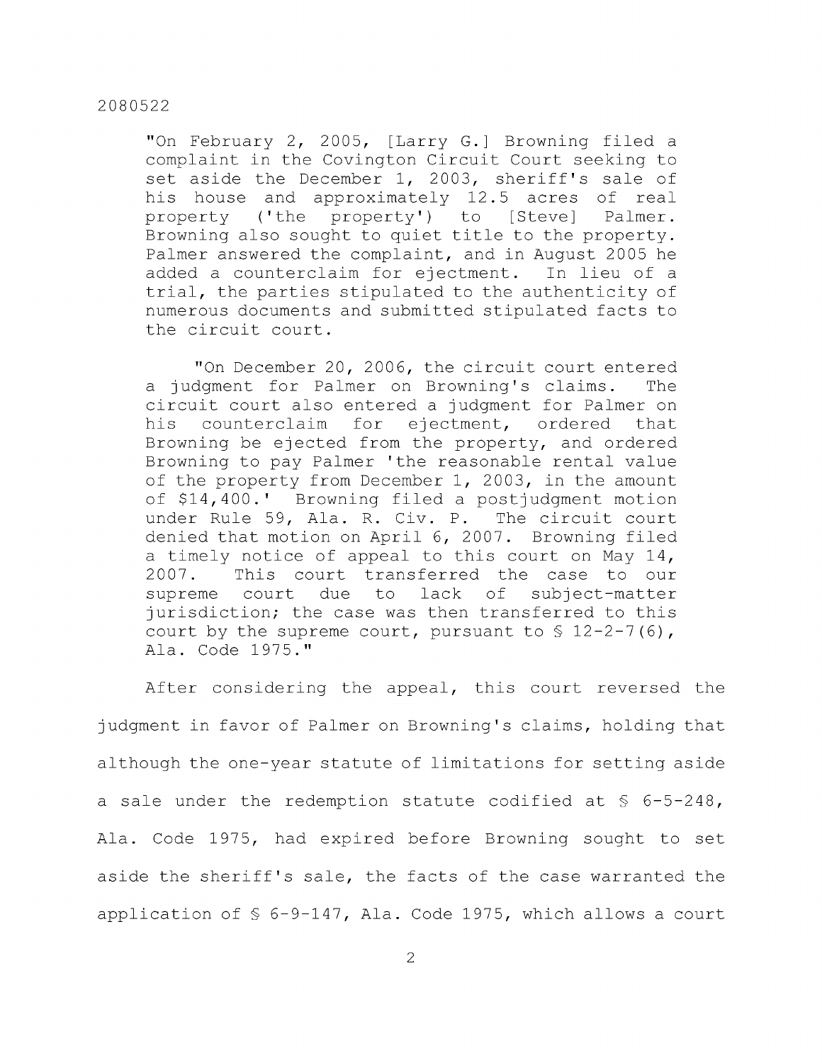"On February 2, 2005, [Larry G.] Browning filed a complaint in the Covington Circuit Court seeking to set aside the December 1, 2003, sheriff's sale of his house and approximately 12.5 acres of real property ('the property') to [Steve] Palmer. Browning also sought to quiet title to the property. Palmer answered the complaint, and in August 2005 he added a counterclaim for ejectment. In lieu of a trial, the parties stipulated to the authenticity of numerous documents and submitted stipulated facts to the circuit court.

> "On December 20, 2006, the circuit court entered a judgment for Palmer on Browning's claims. The circuit court also entered a judgment for Palmer on his counterclaim for ejectment, ordered that Browning be ejected from the property, and ordered Browning to pay Palmer 'the reasonable rental value of the property from December 1, 2003, in the amount of $14,400.' Browning filed a postjudgment motion under Rule 59, Ala. R. Civ. P. The circuit court denied that motion on April 6, 2007. Browning filed a timely notice of appeal to this court on May 14, 2007. This court transferred the case to our supreme court due to lack of subject-matter jurisdiction; the case was then transferred to this court by the supreme court, pursuant to § 12-2-7(6), Ala. Code 1975."

After considering the appeal, this court reversed the judgment in favor of Palmer on Browning's claims, holding that although the one-year statute of limitations for setting aside a sale under the redemption statute codified at § 6-5-248, Ala. Code 1975, had expired before Browning sought to set aside the sheriff's sale, the facts of the case warranted the application of § 6-9-147, Ala. Code 1975, which allows a court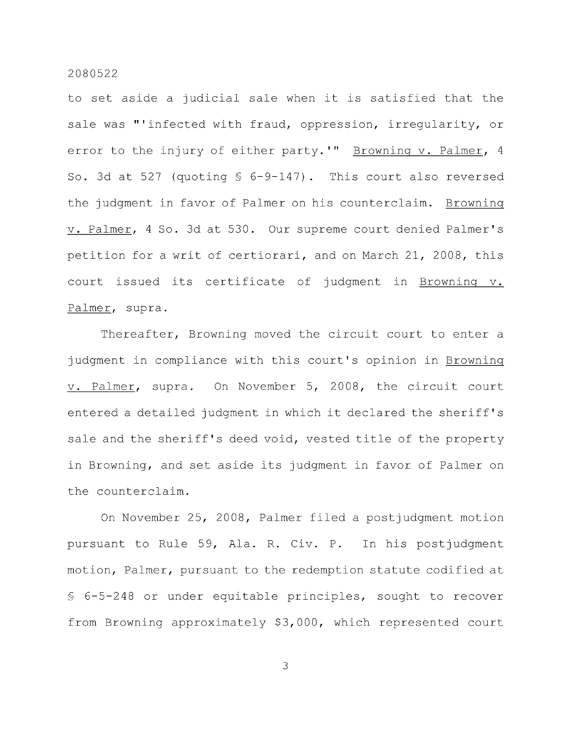to set aside a judicial sale when it is satisfied that the sale was "'infected with fraud, oppression, irregularity, or error to the injury of either party.'" Browning v. Palmer, 4 So. 3d at 527 (quoting § 6-9-147). This court also reversed the judgment in favor of Palmer on his counterclaim. Browning v. Palmer, 4 So. 3d at 530. Our supreme court denied Palmer's petition for a writ of certiorari, and on March 21, 2008, this court issued its certificate of judgment in Browning v. Palmer, supra.

Thereafter, Browning moved the circuit court to enter a judgment in compliance with this court's opinion in Browning v. Palmer, supra. On November 5, 2008, the circuit court entered a detailed judgment in which it declared the sheriff's sale and the sheriff's deed void, vested title of the property in Browning, and set aside its judgment in favor of Palmer on the counterclaim.

On November 25, 2008, Palmer filed a postjudgment motion pursuant to Rule 59, Ala. R. Civ. P. In his postjudgment motion, Palmer, pursuant to the redemption statute codified at § 6-5-248 or under equitable principles, sought to recover from Browning approximately $3,000, which represented court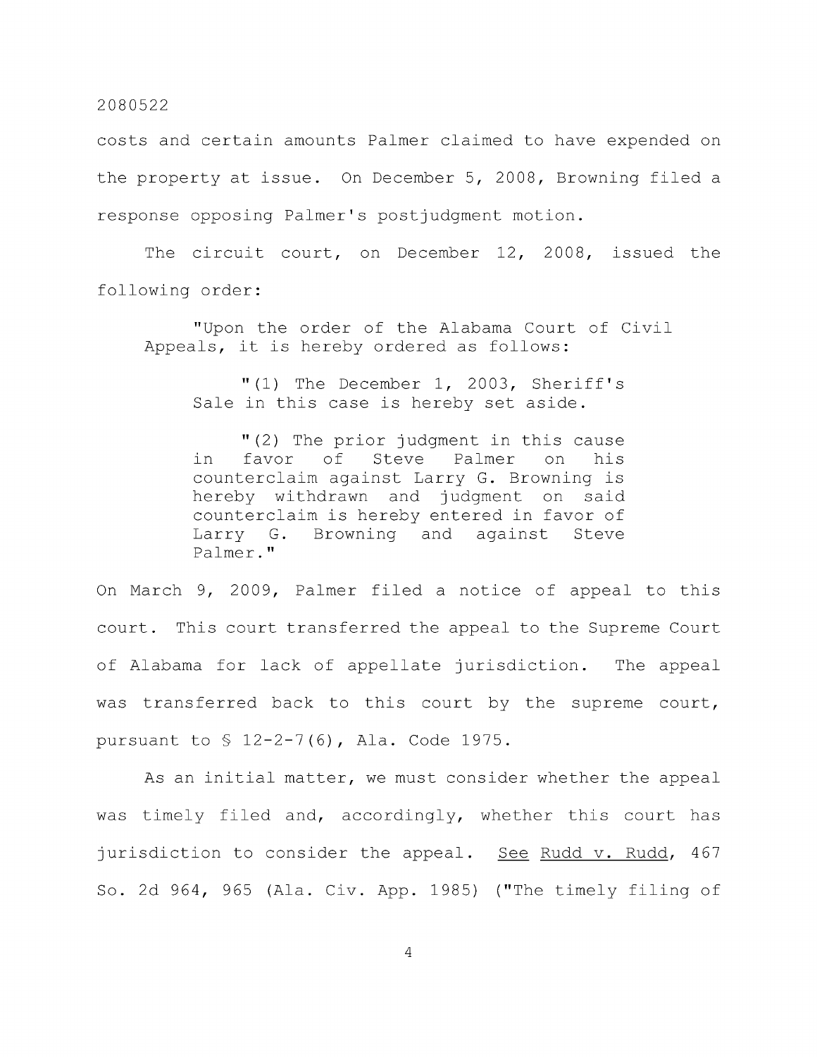costs and certain amounts Palmer claimed to have expended on the property at issue. On December 5, 2008, Browning filed a response opposing Palmer's postjudgment motion.

The circuit court, on December 12, 2008, issued the following order:

> "Upon the order of the Alabama Court of Civil Appeals, it is hereby ordered as follows:
>
> > "(1) The December 1, 2003, Sheriff's Sale in this case is hereby set aside.
> >
> > "(2) The prior judgment in this cause in favor of Steve Palmer on his counterclaim against Larry G. Browning is hereby withdrawn and judgment on said counterclaim is hereby entered in favor of Larry G. Browning and against Steve Palmer."

On March 9, 2009, Palmer filed a notice of appeal to this court. This court transferred the appeal to the Supreme Court of Alabama for lack of appellate jurisdiction. The appeal was transferred back to this court by the supreme court, pursuant to § 12-2-7(6), Ala. Code 1975.

As an initial matter, we must consider whether the appeal was timely filed and, accordingly, whether this court has jurisdiction to consider the appeal. See Rudd v. Rudd, 467 So. 2d 964, 965 (Ala. Civ. App. 1985) ("The timely filing of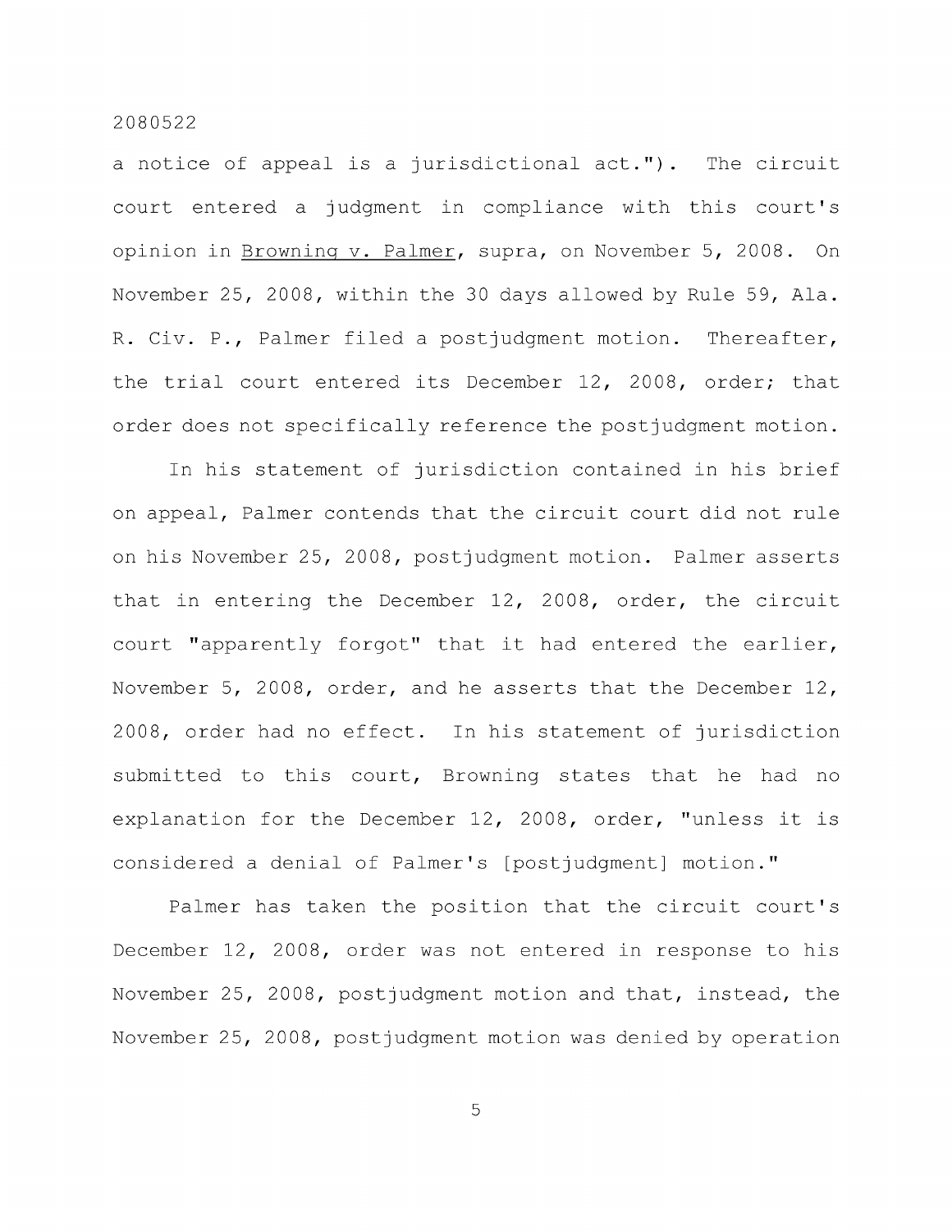a notice of appeal is a jurisdictional act."). The circuit court entered a judgment in compliance with this court's opinion in Browning v. Palmer, supra, on November 5, 2008. On November 25, 2008, within the 30 days allowed by Rule 59, Ala. R. Civ. P., Palmer filed a postjudgment motion. Thereafter, the trial court entered its December 12, 2008, order; that order does not specifically reference the postjudgment motion.

In his statement of jurisdiction contained in his brief on appeal, Palmer contends that the circuit court did not rule on his November 25, 2008, postjudgment motion. Palmer asserts that in entering the December 12, 2008, order, the circuit court "apparently forgot" that it had entered the earlier, November 5, 2008, order, and he asserts that the December 12, 2008, order had no effect. In his statement of jurisdiction submitted to this court, Browning states that he had no explanation for the December 12, 2008, order, "unless it is considered a denial of Palmer's [postjudgment] motion."

Palmer has taken the position that the circuit court's December 12, 2008, order was not entered in response to his November 25, 2008, postjudgment motion and that, instead, the November 25, 2008, postjudgment motion was denied by operation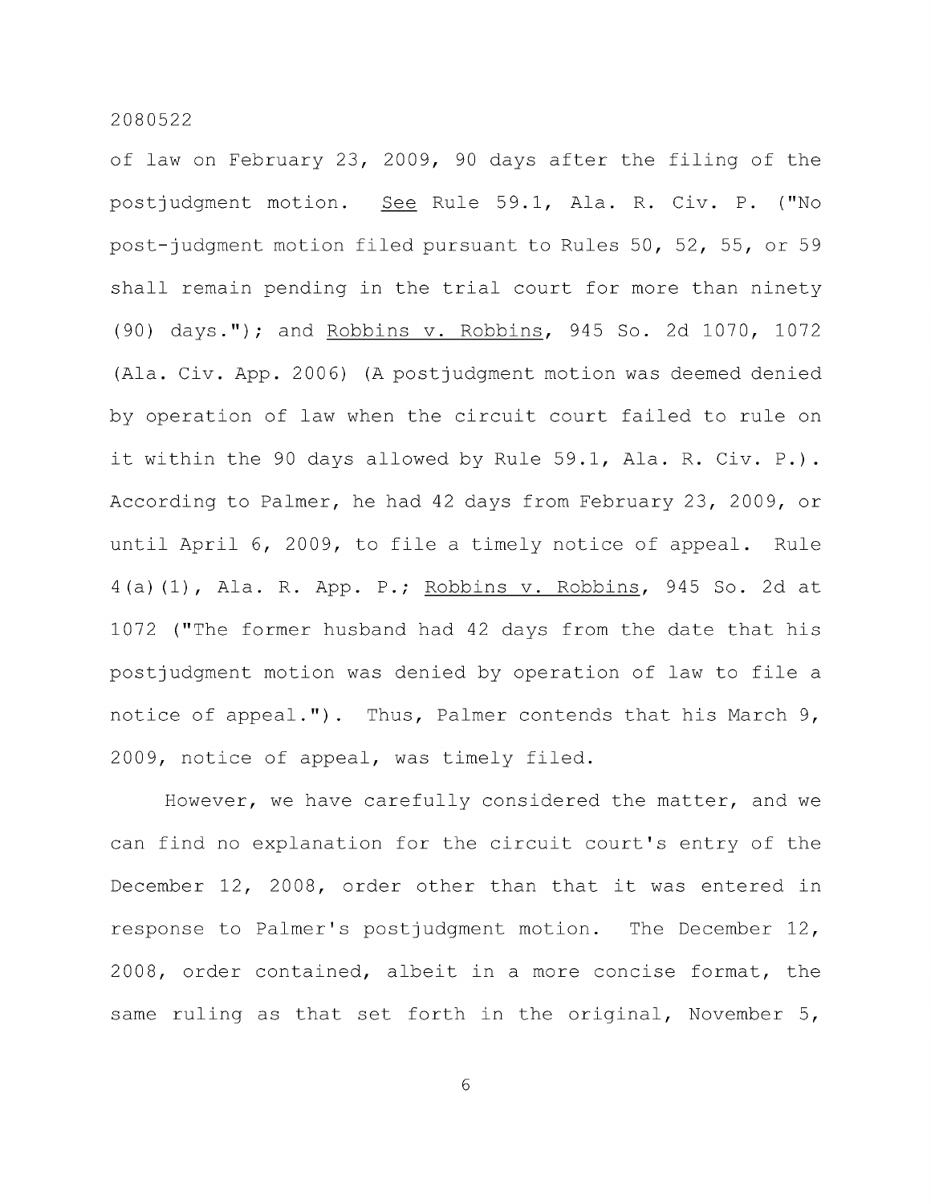of law on February 23, 2009, 90 days after the filing of the postjudgment motion. See Rule 59.1, Ala. R. Civ. P. ("No post-judgment motion filed pursuant to Rules 50, 52, 55, or 59 shall remain pending in the trial court for more than ninety (90) days."); and Robbins v. Robbins, 945 So. 2d 1070, 1072 (Ala. Civ. App. 2006) (A postjudgment motion was deemed denied by operation of law when the circuit court failed to rule on it within the 90 days allowed by Rule 59.1, Ala. R. Civ. P.). According to Palmer, he had 42 days from February 23, 2009, or until April 6, 2009, to file a timely notice of appeal. Rule 4(a)(1), Ala. R. App. P.; Robbins v. Robbins, 945 So. 2d at 1072 ("The former husband had 42 days from the date that his postjudgment motion was denied by operation of law to file a notice of appeal."). Thus, Palmer contends that his March 9, 2009, notice of appeal, was timely filed.

However, we have carefully considered the matter, and we can find no explanation for the circuit court's entry of the December 12, 2008, order other than that it was entered in response to Palmer's postjudgment motion. The December 12, 2008, order contained, albeit in a more concise format, the same ruling as that set forth in the original, November 5,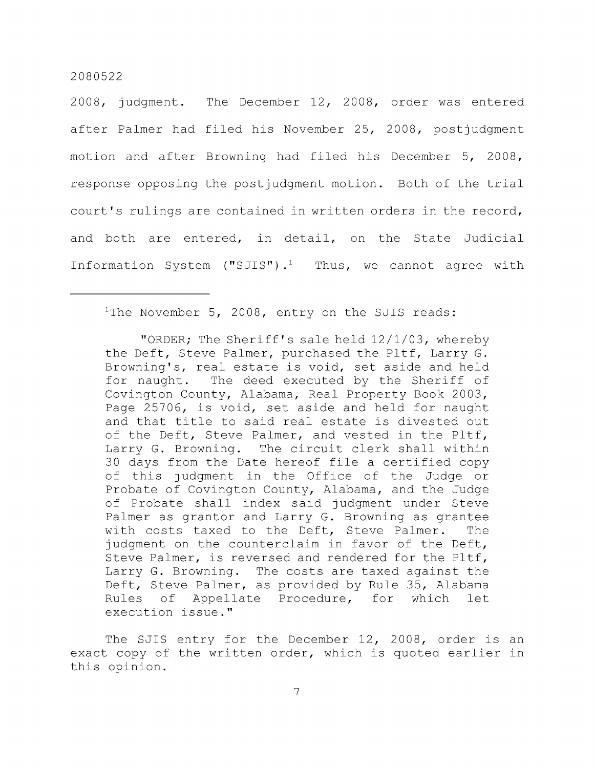2008, judgment. The December 12, 2008, order was entered after Palmer had filed his November 25, 2008, postjudgment motion and after Browning had filed his December 5, 2008, response opposing the postjudgment motion. Both of the trial court's rulings are contained in written orders in the record, and both are entered, in detail, on the State Judicial Information System ("SJIS").[1] Thus, we cannot agree with

---

[1]The November 5, 2008, entry on the SJIS reads:

> "ORDER; The Sheriff's sale held 12/1/03, whereby the Deft, Steve Palmer, purchased the Pltf, Larry G. Browning's, real estate is void, set aside and held for naught. The deed executed by the Sheriff of Covington County, Alabama, Real Property Book 2003, Page 25706, is void, set aside and held for naught and that title to said real estate is divested out of the Deft, Steve Palmer, and vested in the Pltf, Larry G. Browning. The circuit clerk shall within 30 days from the Date hereof file a certified copy of this judgment in the Office of the Judge or Probate of Covington County, Alabama, and the Judge of Probate shall index said judgment under Steve Palmer as grantor and Larry G. Browning as grantee with costs taxed to the Deft, Steve Palmer. The judgment on the counterclaim in favor of the Deft, Steve Palmer, is reversed and rendered for the Pltf, Larry G. Browning. The costs are taxed against the Deft, Steve Palmer, as provided by Rule 35, Alabama Rules of Appellate Procedure, for which let execution issue."

The SJIS entry for the December 12, 2008, order is an exact copy of the written order, which is quoted earlier in this opinion.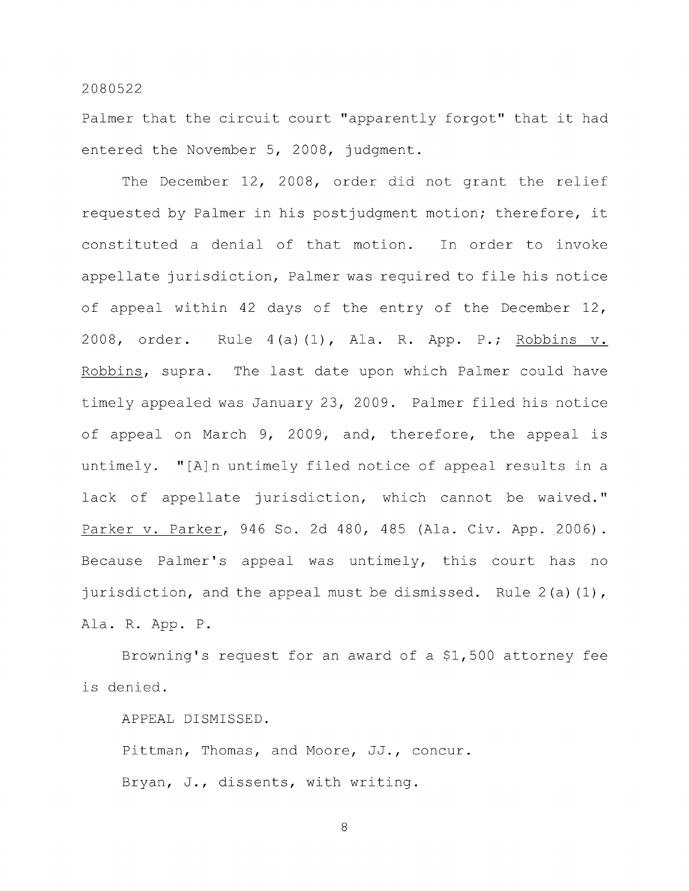Palmer that the circuit court "apparently forgot" that it had entered the November 5, 2008, judgment.

The December 12, 2008, order did not grant the relief requested by Palmer in his postjudgment motion; therefore, it constituted a denial of that motion. In order to invoke appellate jurisdiction, Palmer was required to file his notice of appeal within 42 days of the entry of the December 12, 2008, order. Rule 4(a)(1), Ala. R. App. P.; Robbins v. Robbins, supra. The last date upon which Palmer could have timely appealed was January 23, 2009. Palmer filed his notice of appeal on March 9, 2009, and, therefore, the appeal is untimely. "[A]n untimely filed notice of appeal results in a lack of appellate jurisdiction, which cannot be waived." Parker v. Parker, 946 So. 2d 480, 485 (Ala. Civ. App. 2006). Because Palmer's appeal was untimely, this court has no jurisdiction, and the appeal must be dismissed. Rule 2(a)(1), Ala. R. App. P.

Browning's request for an award of a $1,500 attorney fee is denied.

APPEAL DISMISSED.

Pittman, Thomas, and Moore, JJ., concur.

Bryan, J., dissents, with writing.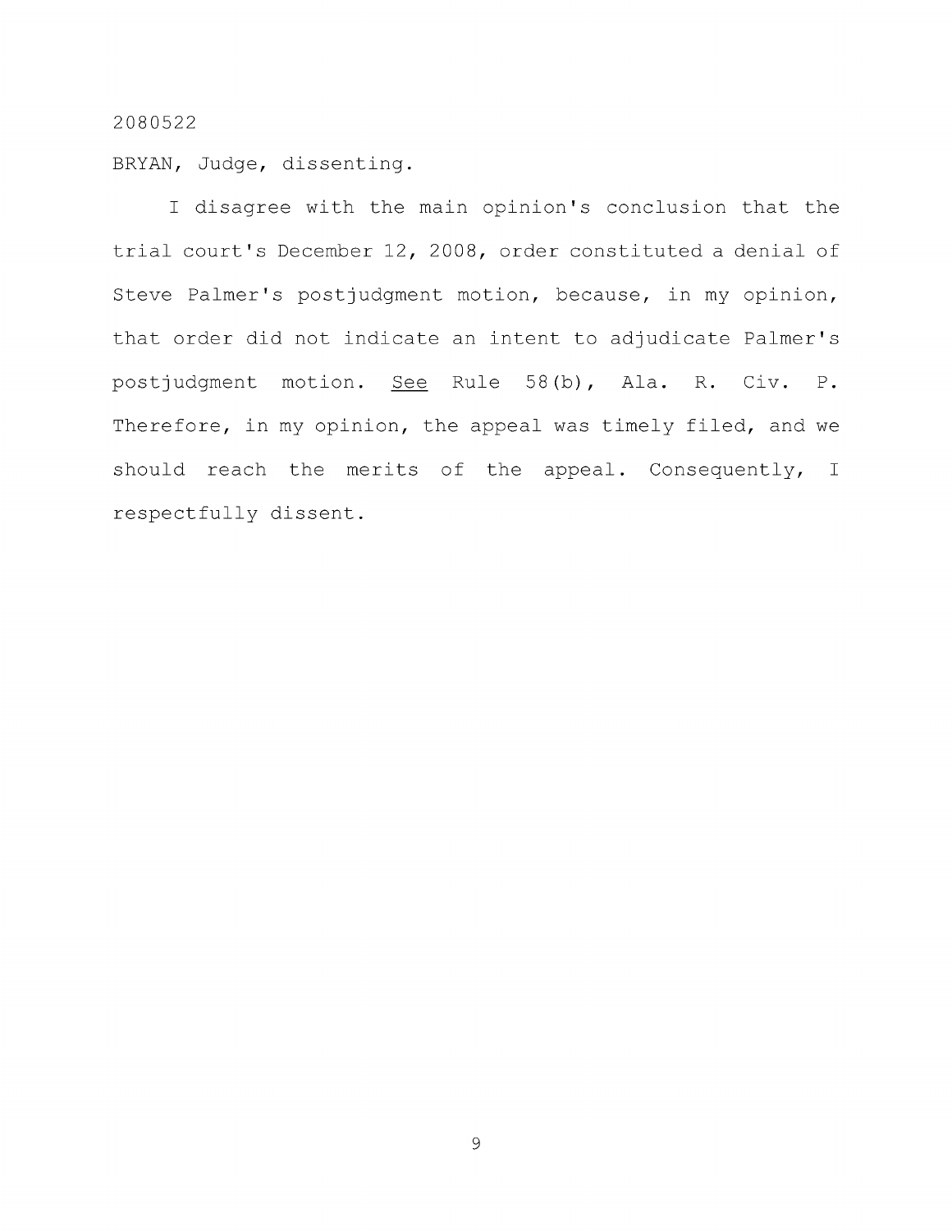2080522

BRYAN, Judge, dissenting.

I disagree with the main opinion's conclusion that the trial court's December 12, 2008, order constituted a denial of Steve Palmer's postjudgment motion, because, in my opinion, that order did not indicate an intent to adjudicate Palmer's postjudgment motion. _See_ Rule 58(b), Ala. R. Civ. P. Therefore, in my opinion, the appeal was timely filed, and we should reach the merits of the appeal. Consequently, I respectfully dissent.